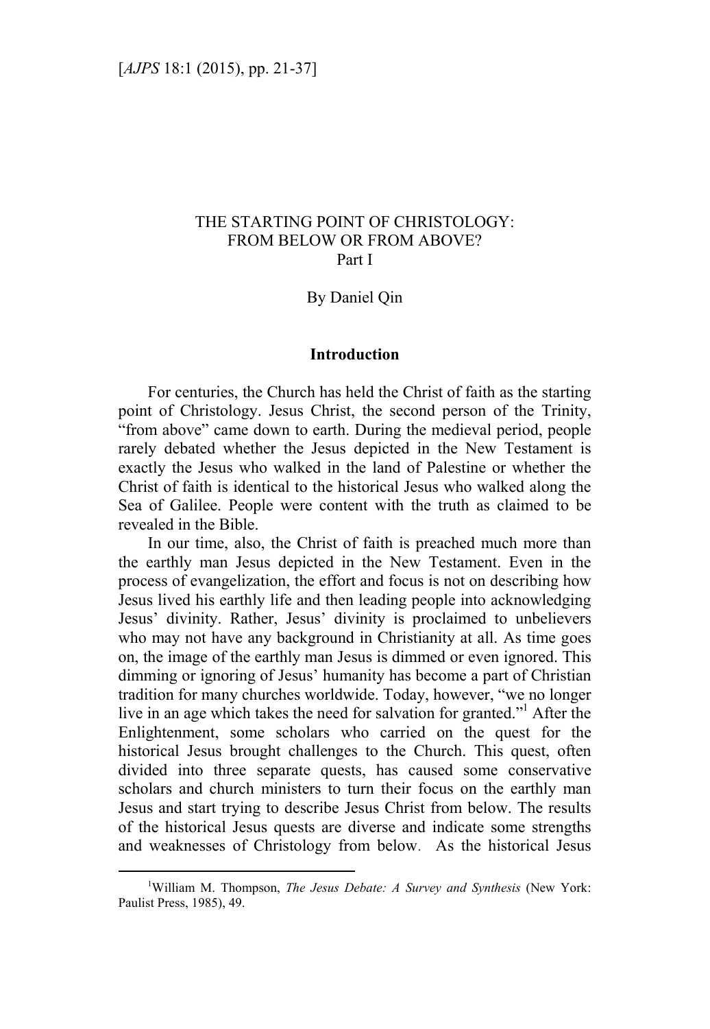# THE STARTING POINT OF CHRISTOLOGY: FROM BELOW OR FROM ABOVE? Part I

By Daniel Qin

## Introduction

For centuries, the Church has held the Christ of faith as the starting point of Christology. Jesus Christ, the second person of the Trinity, "from above" came down to earth. During the medieval period, people rarely debated whether the Jesus depicted in the New Testament is exactly the Jesus who walked in the land of Palestine or whether the Christ of faith is identical to the historical Jesus who walked along the Sea of Galilee. People were content with the truth as claimed to be revealed in the Bible.

In our time, also, the Christ of faith is preached much more than the earthly man Jesus depicted in the New Testament. Even in the process of evangelization, the effort and focus is not on describing how Jesus lived his earthly life and then leading people into acknowledging Jesus' divinity. Rather, Jesus' divinity is proclaimed to unbelievers who may not have any background in Christianity at all. As time goes on, the image of the earthly man Jesus is dimmed or even ignored. This dimming or ignoring of Jesus' humanity has become a part of Christian tradition for many churches worldwide. Today, however, "we no longer live in an age which takes the need for salvation for granted."[1] After the Enlightenment, some scholars who carried on the quest for the historical Jesus brought challenges to the Church. This quest, often divided into three separate quests, has caused some conservative scholars and church ministers to turn their focus on the earthly man Jesus and start trying to describe Jesus Christ from below. The results of the historical Jesus quests are diverse and indicate some strengths and weaknesses of Christology from below. As the historical Jesus

---

[1] William M. Thompson, *The Jesus Debate: A Survey and Synthesis* (New York: Paulist Press, 1985), 49.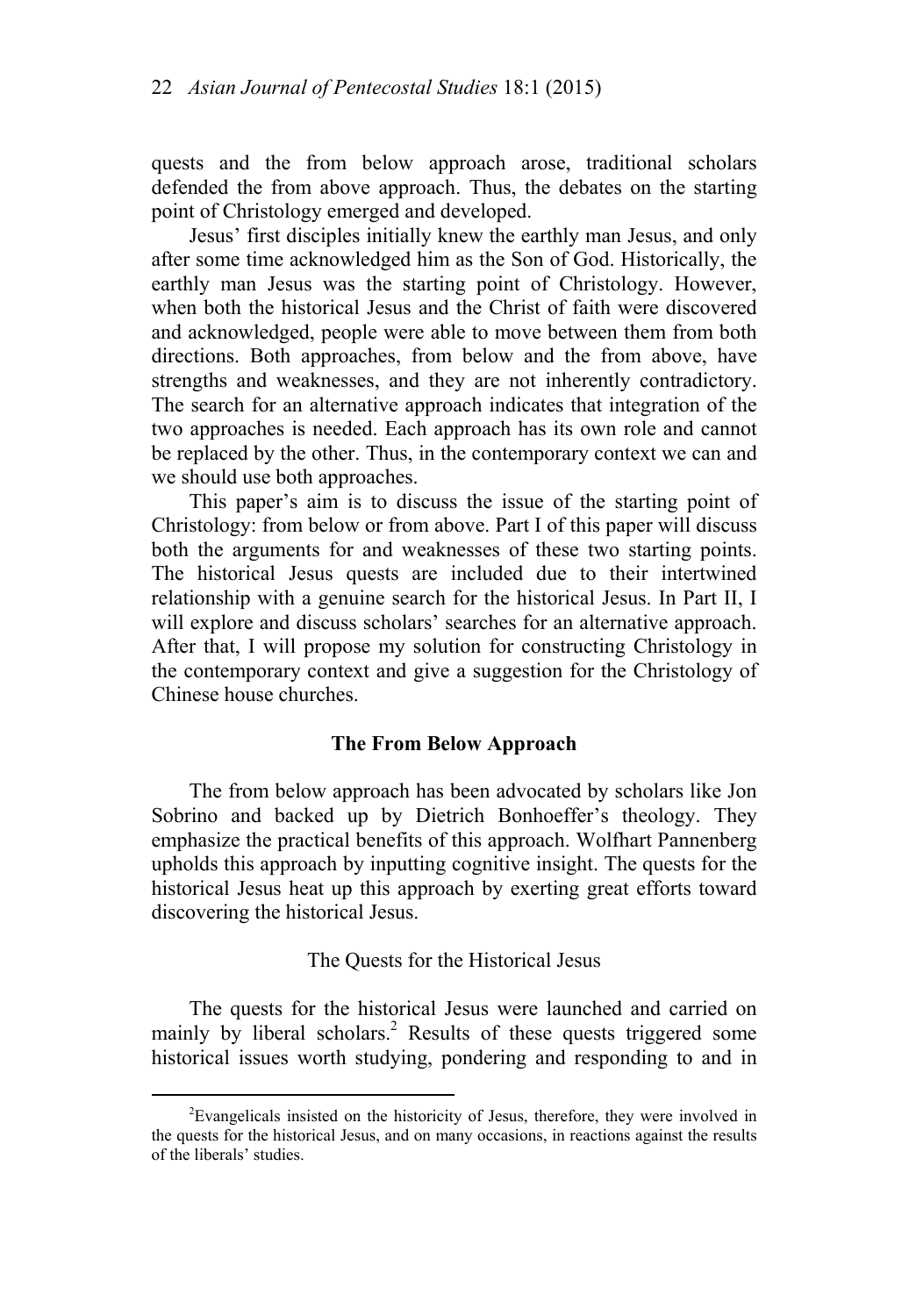quests and the from below approach arose, traditional scholars defended the from above approach. Thus, the debates on the starting point of Christology emerged and developed.

Jesus' first disciples initially knew the earthly man Jesus, and only after some time acknowledged him as the Son of God. Historically, the earthly man Jesus was the starting point of Christology. However, when both the historical Jesus and the Christ of faith were discovered and acknowledged, people were able to move between them from both directions. Both approaches, from below and the from above, have strengths and weaknesses, and they are not inherently contradictory. The search for an alternative approach indicates that integration of the two approaches is needed. Each approach has its own role and cannot be replaced by the other. Thus, in the contemporary context we can and we should use both approaches.

This paper's aim is to discuss the issue of the starting point of Christology: from below or from above. Part I of this paper will discuss both the arguments for and weaknesses of these two starting points. The historical Jesus quests are included due to their intertwined relationship with a genuine search for the historical Jesus. In Part II, I will explore and discuss scholars' searches for an alternative approach. After that, I will propose my solution for constructing Christology in the contemporary context and give a suggestion for the Christology of Chinese house churches.

## The From Below Approach

The from below approach has been advocated by scholars like Jon Sobrino and backed up by Dietrich Bonhoeffer's theology. They emphasize the practical benefits of this approach. Wolfhart Pannenberg upholds this approach by inputting cognitive insight. The quests for the historical Jesus heat up this approach by exerting great efforts toward discovering the historical Jesus.

### The Quests for the Historical Jesus

The quests for the historical Jesus were launched and carried on mainly by liberal scholars.[2] Results of these quests triggered some historical issues worth studying, pondering and responding to and in

[2] Evangelicals insisted on the historicity of Jesus, therefore, they were involved in the quests for the historical Jesus, and on many occasions, in reactions against the results of the liberals' studies.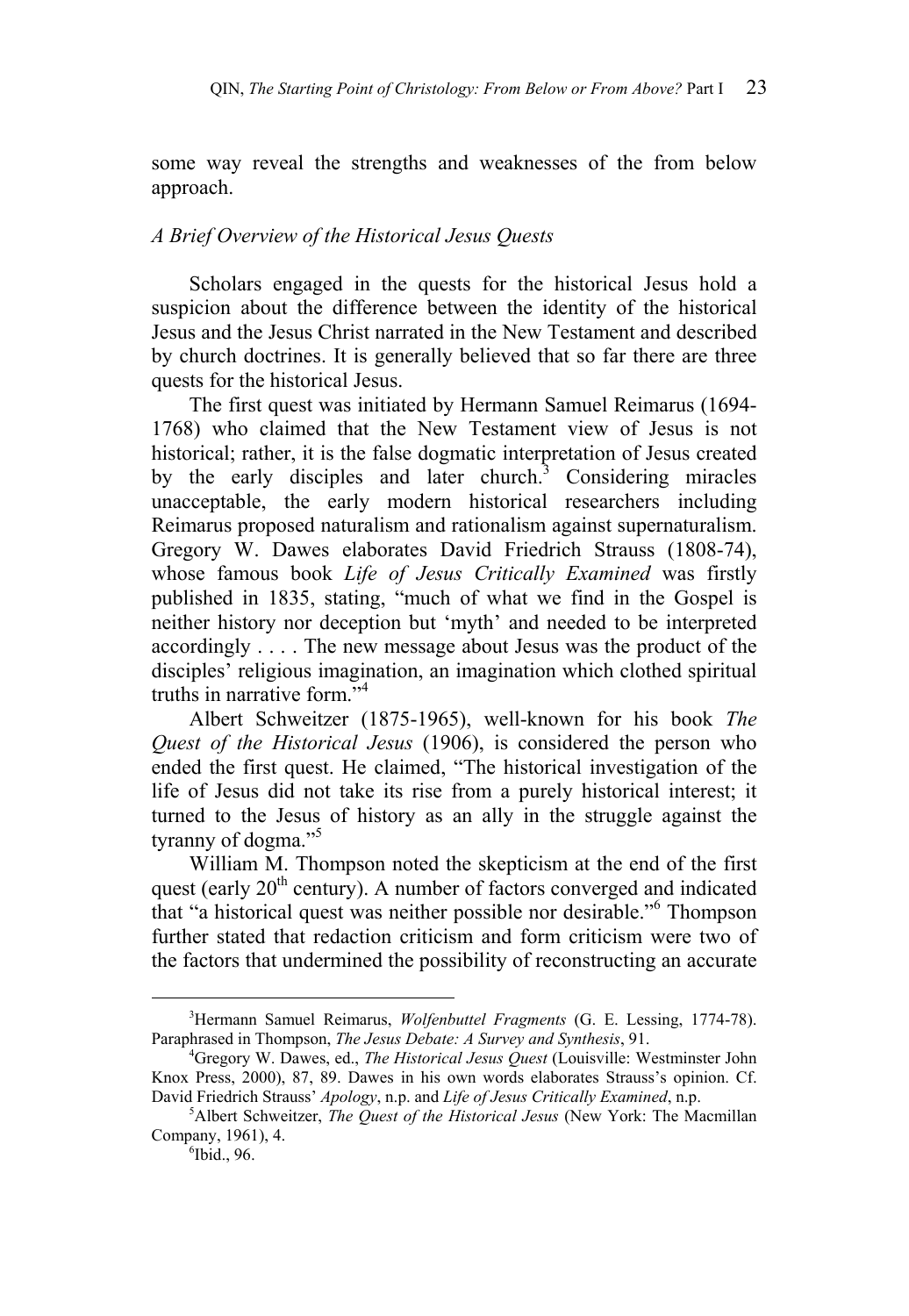some way reveal the strengths and weaknesses of the from below approach.

*A Brief Overview of the Historical Jesus Quests*

Scholars engaged in the quests for the historical Jesus hold a suspicion about the difference between the identity of the historical Jesus and the Jesus Christ narrated in the New Testament and described by church doctrines. It is generally believed that so far there are three quests for the historical Jesus.

The first quest was initiated by Hermann Samuel Reimarus (1694-1768) who claimed that the New Testament view of Jesus is not historical; rather, it is the false dogmatic interpretation of Jesus created by the early disciples and later church.[3] Considering miracles unacceptable, the early modern historical researchers including Reimarus proposed naturalism and rationalism against supernaturalism. Gregory W. Dawes elaborates David Friedrich Strauss (1808-74), whose famous book *Life of Jesus Critically Examined* was firstly published in 1835, stating, "much of what we find in the Gospel is neither history nor deception but 'myth' and needed to be interpreted accordingly . . . . The new message about Jesus was the product of the disciples' religious imagination, an imagination which clothed spiritual truths in narrative form."[4]

Albert Schweitzer (1875-1965), well-known for his book *The Quest of the Historical Jesus* (1906), is considered the person who ended the first quest. He claimed, "The historical investigation of the life of Jesus did not take its rise from a purely historical interest; it turned to the Jesus of history as an ally in the struggle against the tyranny of dogma."[5]

William M. Thompson noted the skepticism at the end of the first quest (early 20th century). A number of factors converged and indicated that "a historical quest was neither possible nor desirable."[6] Thompson further stated that redaction criticism and form criticism were two of the factors that undermined the possibility of reconstructing an accurate

---

[3] Hermann Samuel Reimarus, *Wolfenbuttel Fragments* (G. E. Lessing, 1774-78). Paraphrased in Thompson, *The Jesus Debate: A Survey and Synthesis*, 91.

[4] Gregory W. Dawes, ed., *The Historical Jesus Quest* (Louisville: Westminster John Knox Press, 2000), 87, 89. Dawes in his own words elaborates Strauss's opinion. Cf. David Friedrich Strauss' *Apology*, n.p. and *Life of Jesus Critically Examined*, n.p.

[5] Albert Schweitzer, *The Quest of the Historical Jesus* (New York: The Macmillan Company, 1961), 4.

[6] Ibid., 96.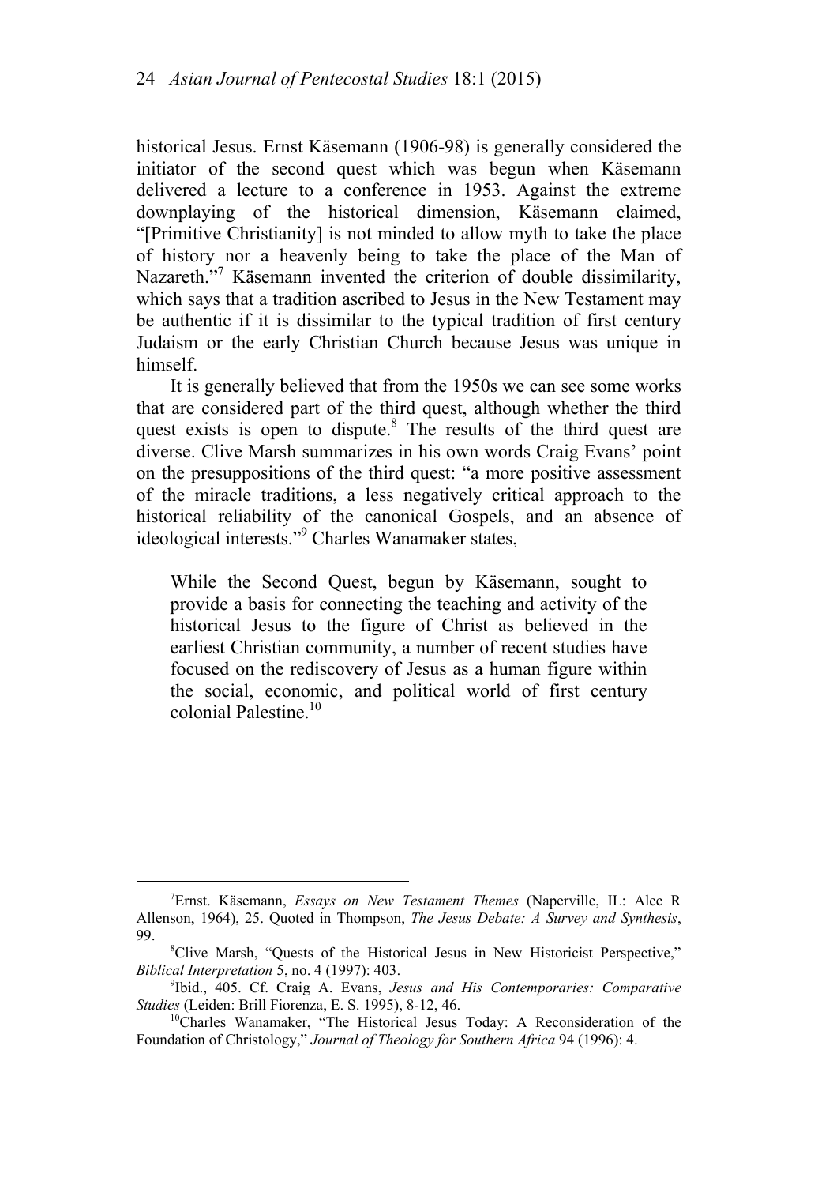historical Jesus. Ernst Käsemann (1906-98) is generally considered the initiator of the second quest which was begun when Käsemann delivered a lecture to a conference in 1953. Against the extreme downplaying of the historical dimension, Käsemann claimed, "[Primitive Christianity] is not minded to allow myth to take the place of history nor a heavenly being to take the place of the Man of Nazareth."[7] Käsemann invented the criterion of double dissimilarity, which says that a tradition ascribed to Jesus in the New Testament may be authentic if it is dissimilar to the typical tradition of first century Judaism or the early Christian Church because Jesus was unique in himself.

It is generally believed that from the 1950s we can see some works that are considered part of the third quest, although whether the third quest exists is open to dispute.[8] The results of the third quest are diverse. Clive Marsh summarizes in his own words Craig Evans' point on the presuppositions of the third quest: "a more positive assessment of the miracle traditions, a less negatively critical approach to the historical reliability of the canonical Gospels, and an absence of ideological interests."[9] Charles Wanamaker states,

> While the Second Quest, begun by Käsemann, sought to provide a basis for connecting the teaching and activity of the historical Jesus to the figure of Christ as believed in the earliest Christian community, a number of recent studies have focused on the rediscovery of Jesus as a human figure within the social, economic, and political world of first century colonial Palestine.[10]

---

[7]Ernst. Käsemann, *Essays on New Testament Themes* (Naperville, IL: Alec R Allenson, 1964), 25. Quoted in Thompson, *The Jesus Debate: A Survey and Synthesis*, 99.

[8]Clive Marsh, "Quests of the Historical Jesus in New Historicist Perspective," *Biblical Interpretation* 5, no. 4 (1997): 403.

[9]Ibid., 405. Cf. Craig A. Evans, *Jesus and His Contemporaries: Comparative Studies* (Leiden: Brill Fiorenza, E. S. 1995), 8-12, 46.

[10]Charles Wanamaker, "The Historical Jesus Today: A Reconsideration of the Foundation of Christology," *Journal of Theology for Southern Africa* 94 (1996): 4.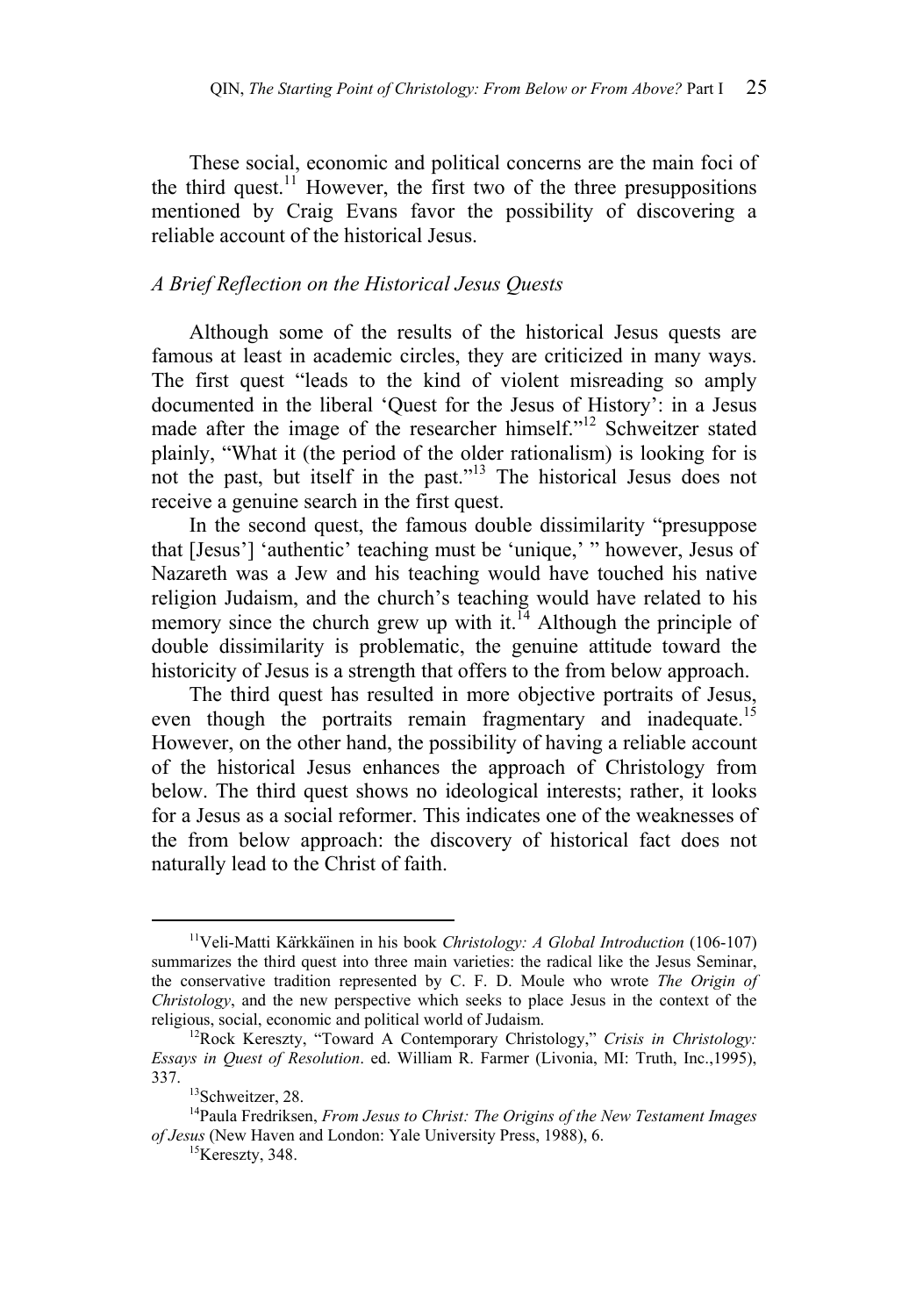These social, economic and political concerns are the main foci of the third quest.[11] However, the first two of the three presuppositions mentioned by Craig Evans favor the possibility of discovering a reliable account of the historical Jesus.

### *A Brief Reflection on the Historical Jesus Quests*

Although some of the results of the historical Jesus quests are famous at least in academic circles, they are criticized in many ways. The first quest "leads to the kind of violent misreading so amply documented in the liberal 'Quest for the Jesus of History': in a Jesus made after the image of the researcher himself."[12] Schweitzer stated plainly, "What it (the period of the older rationalism) is looking for is not the past, but itself in the past."[13] The historical Jesus does not receive a genuine search in the first quest.

In the second quest, the famous double dissimilarity "presuppose that [Jesus'] 'authentic' teaching must be 'unique,' " however, Jesus of Nazareth was a Jew and his teaching would have touched his native religion Judaism, and the church's teaching would have related to his memory since the church grew up with it.[14] Although the principle of double dissimilarity is problematic, the genuine attitude toward the historicity of Jesus is a strength that offers to the from below approach.

The third quest has resulted in more objective portraits of Jesus, even though the portraits remain fragmentary and inadequate.[15] However, on the other hand, the possibility of having a reliable account of the historical Jesus enhances the approach of Christology from below. The third quest shows no ideological interests; rather, it looks for a Jesus as a social reformer. This indicates one of the weaknesses of the from below approach: the discovery of historical fact does not naturally lead to the Christ of faith.

---

[11] Veli-Matti Kärkkäinen in his book *Christology: A Global Introduction* (106-107) summarizes the third quest into three main varieties: the radical like the Jesus Seminar, the conservative tradition represented by C. F. D. Moule who wrote *The Origin of Christology*, and the new perspective which seeks to place Jesus in the context of the religious, social, economic and political world of Judaism.

[12] Rock Kereszty, "Toward A Contemporary Christology," *Crisis in Christology: Essays in Quest of Resolution*. ed. William R. Farmer (Livonia, MI: Truth, Inc.,1995), 337.

[13] Schweitzer, 28.

[14] Paula Fredriksen, *From Jesus to Christ: The Origins of the New Testament Images of Jesus* (New Haven and London: Yale University Press, 1988), 6.

[15] Kereszty, 348.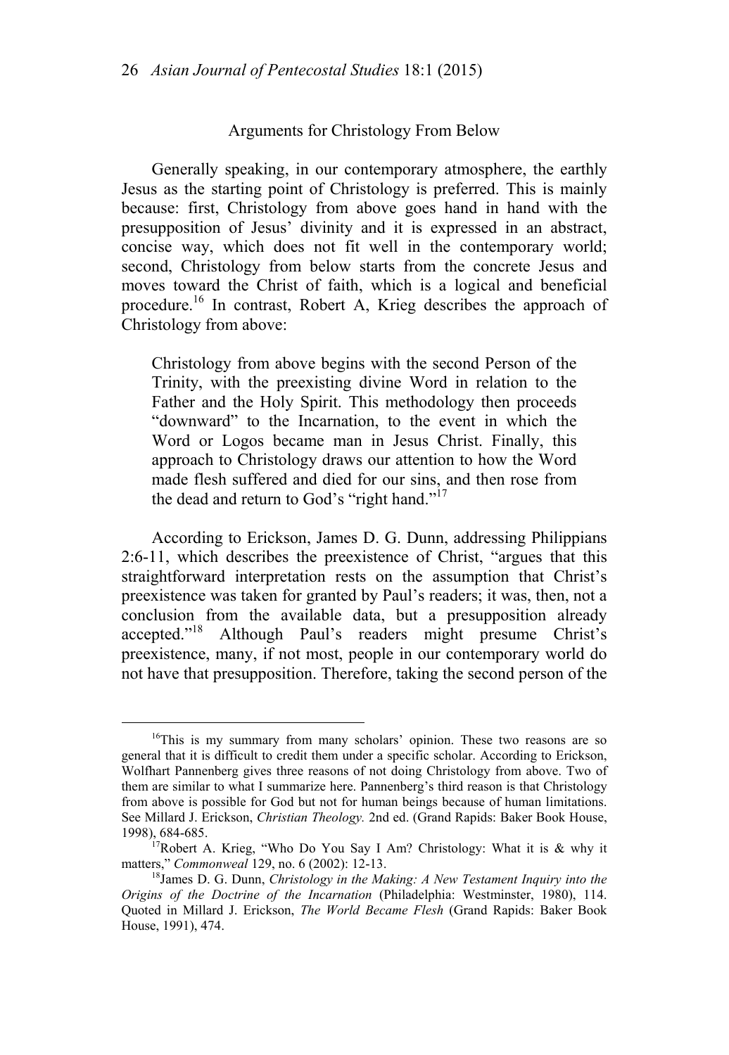## Arguments for Christology From Below

Generally speaking, in our contemporary atmosphere, the earthly Jesus as the starting point of Christology is preferred. This is mainly because: first, Christology from above goes hand in hand with the presupposition of Jesus' divinity and it is expressed in an abstract, concise way, which does not fit well in the contemporary world; second, Christology from below starts from the concrete Jesus and moves toward the Christ of faith, which is a logical and beneficial procedure.[16] In contrast, Robert A, Krieg describes the approach of Christology from above:

> Christology from above begins with the second Person of the Trinity, with the preexisting divine Word in relation to the Father and the Holy Spirit. This methodology then proceeds "downward" to the Incarnation, to the event in which the Word or Logos became man in Jesus Christ. Finally, this approach to Christology draws our attention to how the Word made flesh suffered and died for our sins, and then rose from the dead and return to God's "right hand."[17]

According to Erickson, James D. G. Dunn, addressing Philippians 2:6-11, which describes the preexistence of Christ, "argues that this straightforward interpretation rests on the assumption that Christ's preexistence was taken for granted by Paul's readers; it was, then, not a conclusion from the available data, but a presupposition already accepted."[18] Although Paul's readers might presume Christ's preexistence, many, if not most, people in our contemporary world do not have that presupposition. Therefore, taking the second person of the

---

[16]This is my summary from many scholars' opinion. These two reasons are so general that it is difficult to credit them under a specific scholar. According to Erickson, Wolfhart Pannenberg gives three reasons of not doing Christology from above. Two of them are similar to what I summarize here. Pannenberg's third reason is that Christology from above is possible for God but not for human beings because of human limitations. See Millard J. Erickson, *Christian Theology.* 2nd ed. (Grand Rapids: Baker Book House, 1998), 684-685.

[17]Robert A. Krieg, "Who Do You Say I Am? Christology: What it is & why it matters," *Commonweal* 129, no. 6 (2002): 12-13.

[18]James D. G. Dunn, *Christology in the Making: A New Testament Inquiry into the Origins of the Doctrine of the Incarnation* (Philadelphia: Westminster, 1980), 114. Quoted in Millard J. Erickson, *The World Became Flesh* (Grand Rapids: Baker Book House, 1991), 474.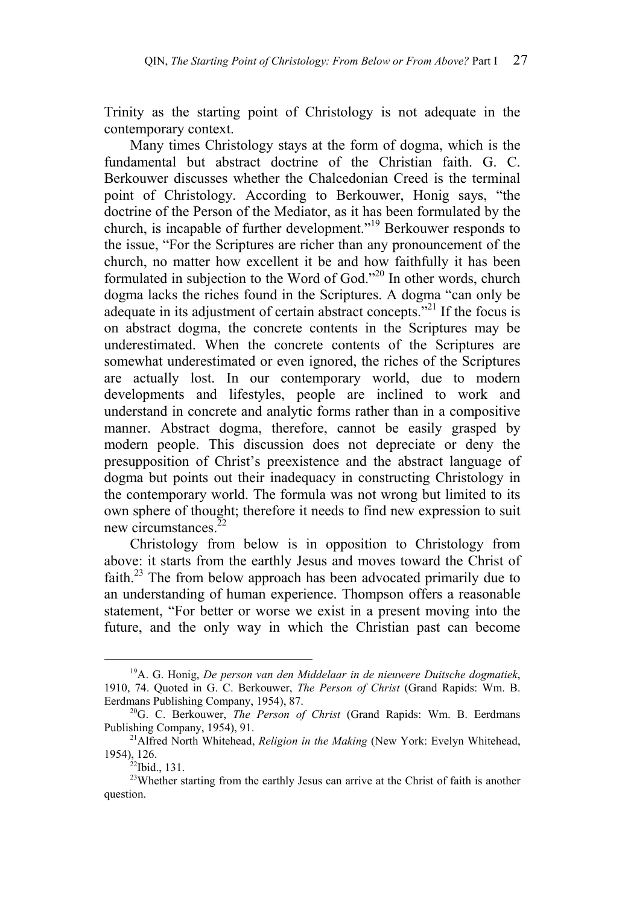Trinity as the starting point of Christology is not adequate in the contemporary context.

Many times Christology stays at the form of dogma, which is the fundamental but abstract doctrine of the Christian faith. G. C. Berkouwer discusses whether the Chalcedonian Creed is the terminal point of Christology. According to Berkouwer, Honig says, "the doctrine of the Person of the Mediator, as it has been formulated by the church, is incapable of further development."[19] Berkouwer responds to the issue, "For the Scriptures are richer than any pronouncement of the church, no matter how excellent it be and how faithfully it has been formulated in subjection to the Word of God."[20] In other words, church dogma lacks the riches found in the Scriptures. A dogma "can only be adequate in its adjustment of certain abstract concepts."[21] If the focus is on abstract dogma, the concrete contents in the Scriptures may be underestimated. When the concrete contents of the Scriptures are somewhat underestimated or even ignored, the riches of the Scriptures are actually lost. In our contemporary world, due to modern developments and lifestyles, people are inclined to work and understand in concrete and analytic forms rather than in a compositive manner. Abstract dogma, therefore, cannot be easily grasped by modern people. This discussion does not depreciate or deny the presupposition of Christ's preexistence and the abstract language of dogma but points out their inadequacy in constructing Christology in the contemporary world. The formula was not wrong but limited to its own sphere of thought; therefore it needs to find new expression to suit new circumstances.[22]

Christology from below is in opposition to Christology from above: it starts from the earthly Jesus and moves toward the Christ of faith.[23] The from below approach has been advocated primarily due to an understanding of human experience. Thompson offers a reasonable statement, "For better or worse we exist in a present moving into the future, and the only way in which the Christian past can become

---

[19] A. G. Honig, *De person van den Middelaar in de nieuwere Duitsche dogmatiek*, 1910, 74. Quoted in G. C. Berkouwer, *The Person of Christ* (Grand Rapids: Wm. B. Eerdmans Publishing Company, 1954), 87.

[20] G. C. Berkouwer, *The Person of Christ* (Grand Rapids: Wm. B. Eerdmans Publishing Company, 1954), 91.

[21] Alfred North Whitehead, *Religion in the Making* (New York: Evelyn Whitehead, 1954), 126.

[22] Ibid., 131.

[23] Whether starting from the earthly Jesus can arrive at the Christ of faith is another question.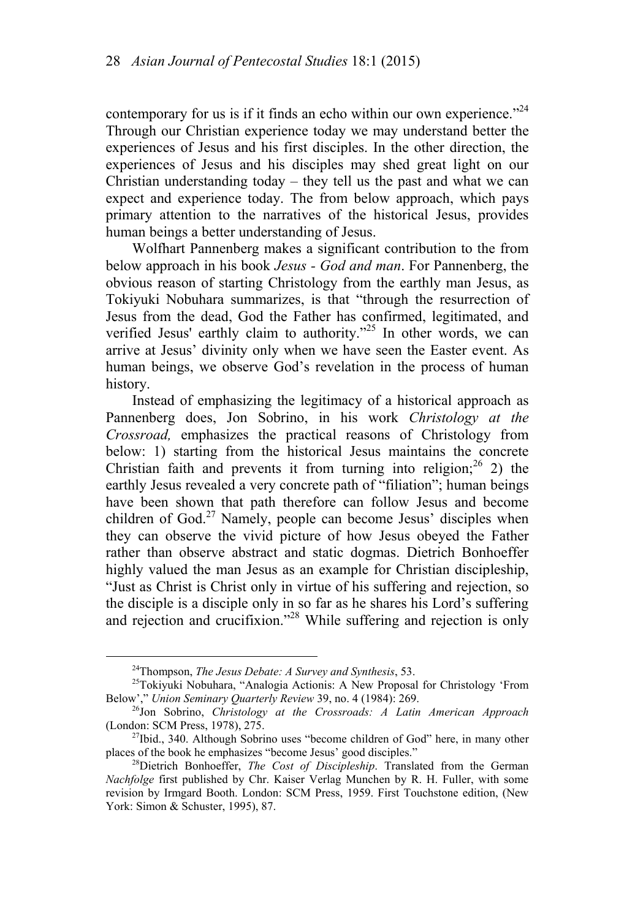contemporary for us is if it finds an echo within our own experience."[24] Through our Christian experience today we may understand better the experiences of Jesus and his first disciples. In the other direction, the experiences of Jesus and his disciples may shed great light on our Christian understanding today – they tell us the past and what we can expect and experience today. The from below approach, which pays primary attention to the narratives of the historical Jesus, provides human beings a better understanding of Jesus.

Wolfhart Pannenberg makes a significant contribution to the from below approach in his book *Jesus - God and man*. For Pannenberg, the obvious reason of starting Christology from the earthly man Jesus, as Tokiyuki Nobuhara summarizes, is that "through the resurrection of Jesus from the dead, God the Father has confirmed, legitimated, and verified Jesus' earthly claim to authority."[25] In other words, we can arrive at Jesus' divinity only when we have seen the Easter event. As human beings, we observe God's revelation in the process of human history.

Instead of emphasizing the legitimacy of a historical approach as Pannenberg does, Jon Sobrino, in his work *Christology at the Crossroad,* emphasizes the practical reasons of Christology from below: 1) starting from the historical Jesus maintains the concrete Christian faith and prevents it from turning into religion;[26] 2) the earthly Jesus revealed a very concrete path of "filiation"; human beings have been shown that path therefore can follow Jesus and become children of God.[27] Namely, people can become Jesus' disciples when they can observe the vivid picture of how Jesus obeyed the Father rather than observe abstract and static dogmas. Dietrich Bonhoeffer highly valued the man Jesus as an example for Christian discipleship, "Just as Christ is Christ only in virtue of his suffering and rejection, so the disciple is a disciple only in so far as he shares his Lord's suffering and rejection and crucifixion."[28] While suffering and rejection is only

---

[24]Thompson, *The Jesus Debate: A Survey and Synthesis*, 53.

[25]Tokiyuki Nobuhara, "Analogia Actionis: A New Proposal for Christology 'From Below'," *Union Seminary Quarterly Review* 39, no. 4 (1984): 269.

[26]Jon Sobrino, *Christology at the Crossroads: A Latin American Approach* (London: SCM Press, 1978), 275.

[27]Ibid., 340. Although Sobrino uses "become children of God" here, in many other places of the book he emphasizes "become Jesus' good disciples."

[28]Dietrich Bonhoeffer, *The Cost of Discipleship*. Translated from the German *Nachfolge* first published by Chr. Kaiser Verlag Munchen by R. H. Fuller, with some revision by Irmgard Booth. London: SCM Press, 1959. First Touchstone edition, (New York: Simon & Schuster, 1995), 87.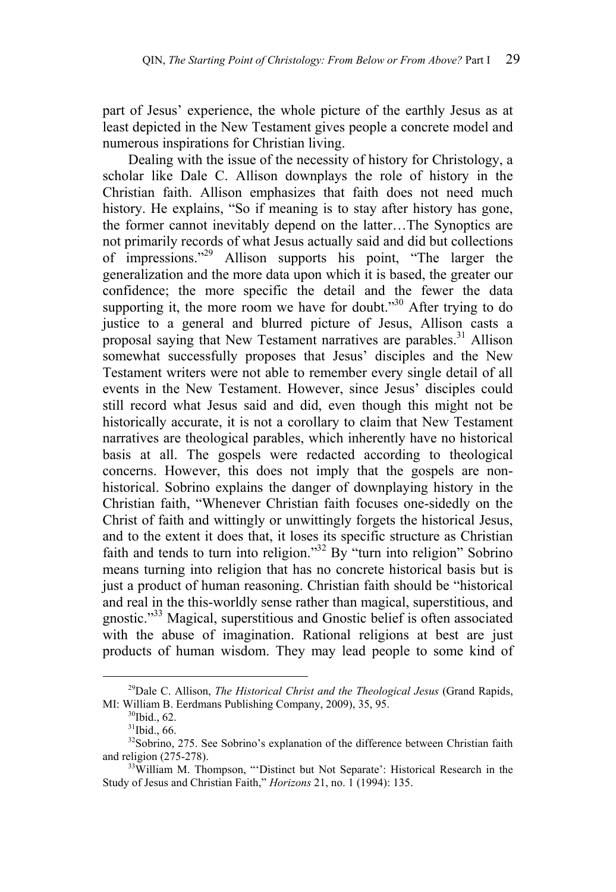part of Jesus' experience, the whole picture of the earthly Jesus as at least depicted in the New Testament gives people a concrete model and numerous inspirations for Christian living.

Dealing with the issue of the necessity of history for Christology, a scholar like Dale C. Allison downplays the role of history in the Christian faith. Allison emphasizes that faith does not need much history. He explains, "So if meaning is to stay after history has gone, the former cannot inevitably depend on the latter…The Synoptics are not primarily records of what Jesus actually said and did but collections of impressions."[29] Allison supports his point, "The larger the generalization and the more data upon which it is based, the greater our confidence; the more specific the detail and the fewer the data supporting it, the more room we have for doubt."[30] After trying to do justice to a general and blurred picture of Jesus, Allison casts a proposal saying that New Testament narratives are parables.[31] Allison somewhat successfully proposes that Jesus' disciples and the New Testament writers were not able to remember every single detail of all events in the New Testament. However, since Jesus' disciples could still record what Jesus said and did, even though this might not be historically accurate, it is not a corollary to claim that New Testament narratives are theological parables, which inherently have no historical basis at all. The gospels were redacted according to theological concerns. However, this does not imply that the gospels are non-historical. Sobrino explains the danger of downplaying history in the Christian faith, "Whenever Christian faith focuses one-sidedly on the Christ of faith and wittingly or unwittingly forgets the historical Jesus, and to the extent it does that, it loses its specific structure as Christian faith and tends to turn into religion."[32] By "turn into religion" Sobrino means turning into religion that has no concrete historical basis but is just a product of human reasoning. Christian faith should be "historical and real in the this-worldly sense rather than magical, superstitious, and gnostic."[33] Magical, superstitious and Gnostic belief is often associated with the abuse of imagination. Rational religions at best are just products of human wisdom. They may lead people to some kind of

---

[29] Dale C. Allison, *The Historical Christ and the Theological Jesus* (Grand Rapids, MI: William B. Eerdmans Publishing Company, 2009), 35, 95.

[30] Ibid., 62.

[31] Ibid., 66.

[32] Sobrino, 275. See Sobrino's explanation of the difference between Christian faith and religion (275-278).

[33] William M. Thompson, "'Distinct but Not Separate': Historical Research in the Study of Jesus and Christian Faith," *Horizons* 21, no. 1 (1994): 135.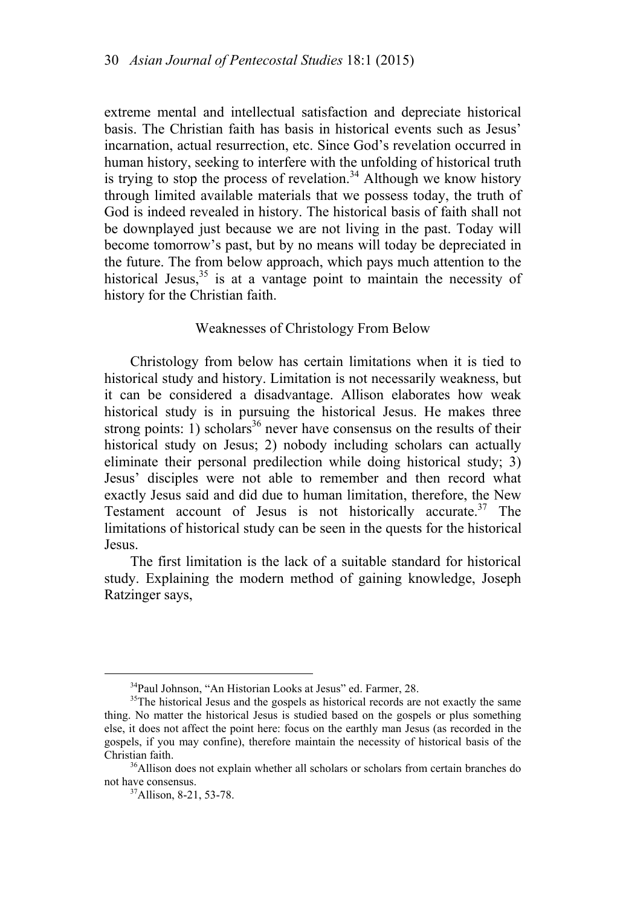extreme mental and intellectual satisfaction and depreciate historical basis. The Christian faith has basis in historical events such as Jesus' incarnation, actual resurrection, etc. Since God's revelation occurred in human history, seeking to interfere with the unfolding of historical truth is trying to stop the process of revelation.[34] Although we know history through limited available materials that we possess today, the truth of God is indeed revealed in history. The historical basis of faith shall not be downplayed just because we are not living in the past. Today will become tomorrow's past, but by no means will today be depreciated in the future. The from below approach, which pays much attention to the historical Jesus,[35] is at a vantage point to maintain the necessity of history for the Christian faith.

## Weaknesses of Christology From Below

Christology from below has certain limitations when it is tied to historical study and history. Limitation is not necessarily weakness, but it can be considered a disadvantage. Allison elaborates how weak historical study is in pursuing the historical Jesus. He makes three strong points: 1) scholars[36] never have consensus on the results of their historical study on Jesus; 2) nobody including scholars can actually eliminate their personal predilection while doing historical study; 3) Jesus' disciples were not able to remember and then record what exactly Jesus said and did due to human limitation, therefore, the New Testament account of Jesus is not historically accurate.[37] The limitations of historical study can be seen in the quests for the historical Jesus.

The first limitation is the lack of a suitable standard for historical study. Explaining the modern method of gaining knowledge, Joseph Ratzinger says,

---

[34] Paul Johnson, "An Historian Looks at Jesus" ed. Farmer, 28.

[35] The historical Jesus and the gospels as historical records are not exactly the same thing. No matter the historical Jesus is studied based on the gospels or plus something else, it does not affect the point here: focus on the earthly man Jesus (as recorded in the gospels, if you may confine), therefore maintain the necessity of historical basis of the Christian faith.

[36] Allison does not explain whether all scholars or scholars from certain branches do not have consensus.

[37] Allison, 8-21, 53-78.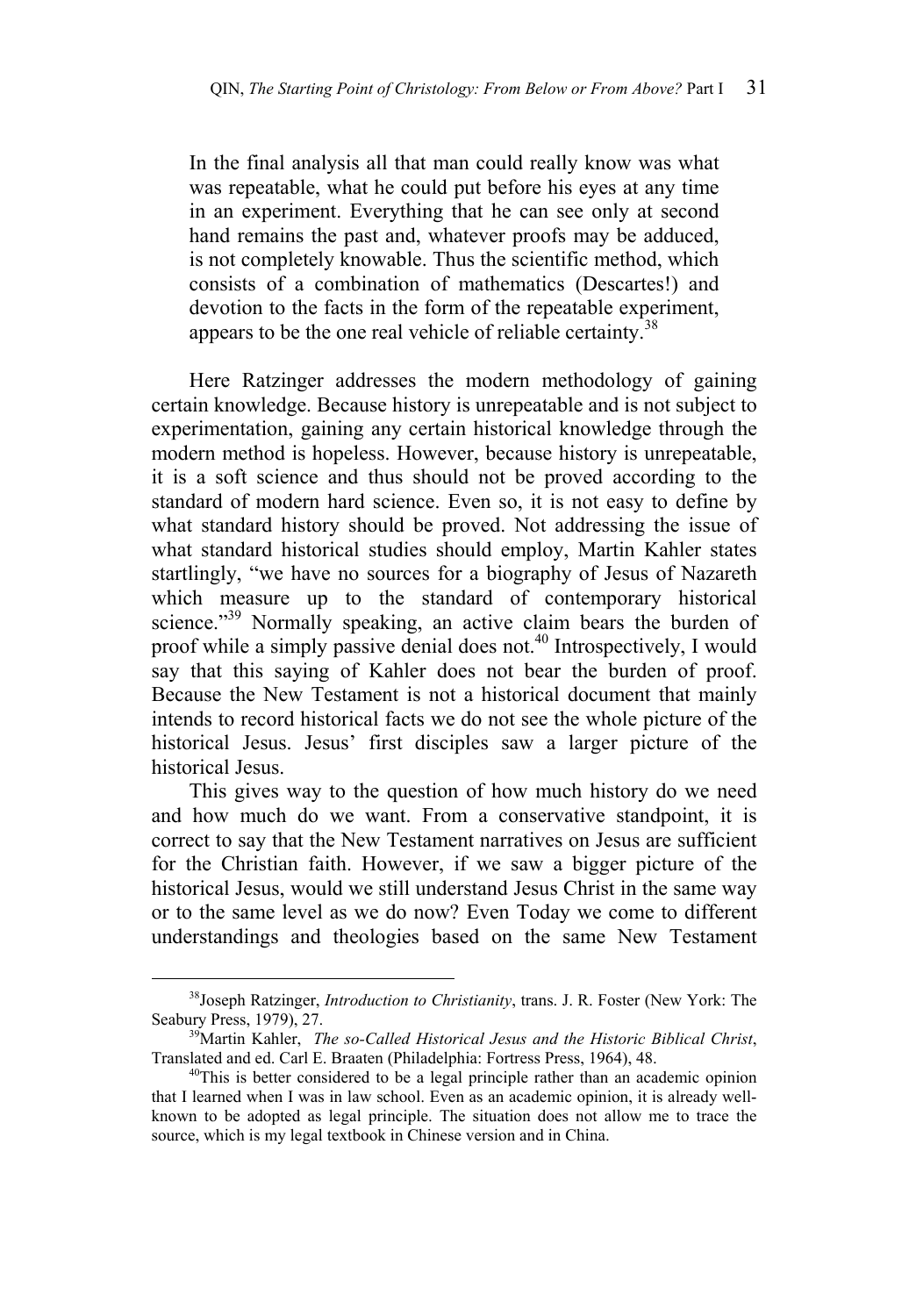> In the final analysis all that man could really know was what was repeatable, what he could put before his eyes at any time in an experiment. Everything that he can see only at second hand remains the past and, whatever proofs may be adduced, is not completely knowable. Thus the scientific method, which consists of a combination of mathematics (Descartes!) and devotion to the facts in the form of the repeatable experiment, appears to be the one real vehicle of reliable certainty.[38]

Here Ratzinger addresses the modern methodology of gaining certain knowledge. Because history is unrepeatable and is not subject to experimentation, gaining any certain historical knowledge through the modern method is hopeless. However, because history is unrepeatable, it is a soft science and thus should not be proved according to the standard of modern hard science. Even so, it is not easy to define by what standard history should be proved. Not addressing the issue of what standard historical studies should employ, Martin Kahler states startlingly, "we have no sources for a biography of Jesus of Nazareth which measure up to the standard of contemporary historical science."[39] Normally speaking, an active claim bears the burden of proof while a simply passive denial does not.[40] Introspectively, I would say that this saying of Kahler does not bear the burden of proof. Because the New Testament is not a historical document that mainly intends to record historical facts we do not see the whole picture of the historical Jesus. Jesus' first disciples saw a larger picture of the historical Jesus.

This gives way to the question of how much history do we need and how much do we want. From a conservative standpoint, it is correct to say that the New Testament narratives on Jesus are sufficient for the Christian faith. However, if we saw a bigger picture of the historical Jesus, would we still understand Jesus Christ in the same way or to the same level as we do now? Even Today we come to different understandings and theologies based on the same New Testament

---

[38] Joseph Ratzinger, *Introduction to Christianity*, trans. J. R. Foster (New York: The Seabury Press, 1979), 27.

[39] Martin Kahler, *The so-Called Historical Jesus and the Historic Biblical Christ*, Translated and ed. Carl E. Braaten (Philadelphia: Fortress Press, 1964), 48.

[40] This is better considered to be a legal principle rather than an academic opinion that I learned when I was in law school. Even as an academic opinion, it is already well-known to be adopted as legal principle. The situation does not allow me to trace the source, which is my legal textbook in Chinese version and in China.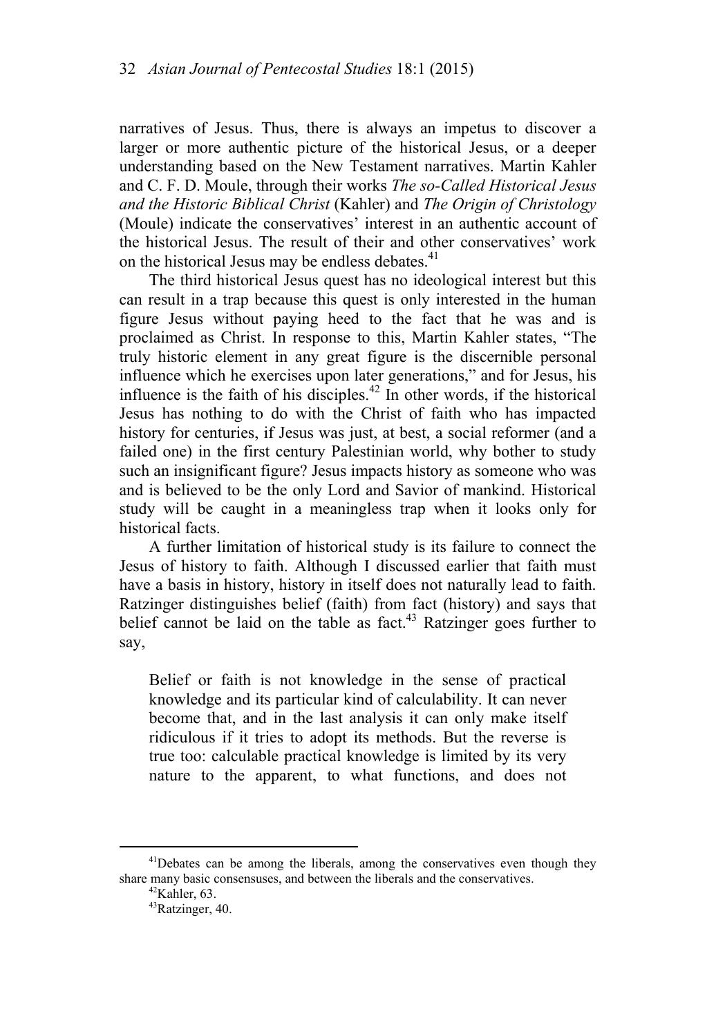narratives of Jesus. Thus, there is always an impetus to discover a larger or more authentic picture of the historical Jesus, or a deeper understanding based on the New Testament narratives. Martin Kahler and C. F. D. Moule, through their works *The so-Called Historical Jesus and the Historic Biblical Christ* (Kahler) and *The Origin of Christology* (Moule) indicate the conservatives' interest in an authentic account of the historical Jesus. The result of their and other conservatives' work on the historical Jesus may be endless debates.[41]

The third historical Jesus quest has no ideological interest but this can result in a trap because this quest is only interested in the human figure Jesus without paying heed to the fact that he was and is proclaimed as Christ. In response to this, Martin Kahler states, "The truly historic element in any great figure is the discernible personal influence which he exercises upon later generations," and for Jesus, his influence is the faith of his disciples.[42] In other words, if the historical Jesus has nothing to do with the Christ of faith who has impacted history for centuries, if Jesus was just, at best, a social reformer (and a failed one) in the first century Palestinian world, why bother to study such an insignificant figure? Jesus impacts history as someone who was and is believed to be the only Lord and Savior of mankind. Historical study will be caught in a meaningless trap when it looks only for historical facts.

A further limitation of historical study is its failure to connect the Jesus of history to faith. Although I discussed earlier that faith must have a basis in history, history in itself does not naturally lead to faith. Ratzinger distinguishes belief (faith) from fact (history) and says that belief cannot be laid on the table as fact.[43] Ratzinger goes further to say,

> Belief or faith is not knowledge in the sense of practical knowledge and its particular kind of calculability. It can never become that, and in the last analysis it can only make itself ridiculous if it tries to adopt its methods. But the reverse is true too: calculable practical knowledge is limited by its very nature to the apparent, to what functions, and does not

---

[41]Debates can be among the liberals, among the conservatives even though they share many basic consensuses, and between the liberals and the conservatives.

[42]Kahler, 63.

[43]Ratzinger, 40.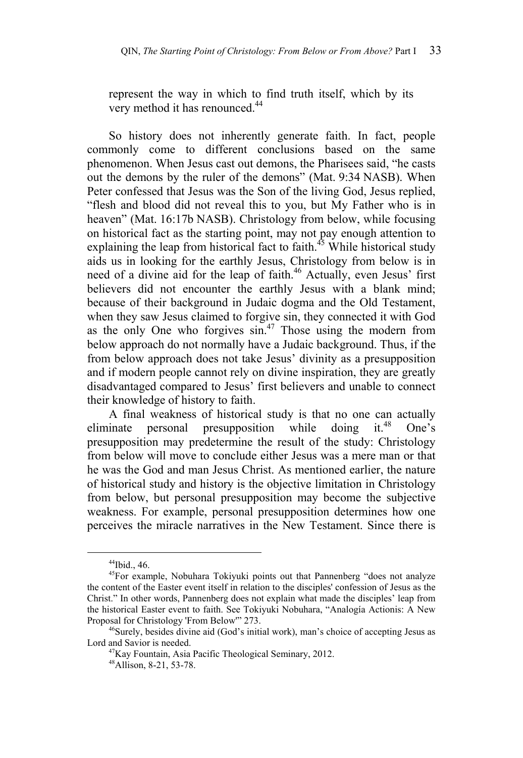represent the way in which to find truth itself, which by its very method it has renounced.[44]

So history does not inherently generate faith. In fact, people commonly come to different conclusions based on the same phenomenon. When Jesus cast out demons, the Pharisees said, "he casts out the demons by the ruler of the demons" (Mat. 9:34 NASB). When Peter confessed that Jesus was the Son of the living God, Jesus replied, "flesh and blood did not reveal this to you, but My Father who is in heaven" (Mat. 16:17b NASB). Christology from below, while focusing on historical fact as the starting point, may not pay enough attention to explaining the leap from historical fact to faith.[45] While historical study aids us in looking for the earthly Jesus, Christology from below is in need of a divine aid for the leap of faith.[46] Actually, even Jesus' first believers did not encounter the earthly Jesus with a blank mind; because of their background in Judaic dogma and the Old Testament, when they saw Jesus claimed to forgive sin, they connected it with God as the only One who forgives sin.[47] Those using the modern from below approach do not normally have a Judaic background. Thus, if the from below approach does not take Jesus' divinity as a presupposition and if modern people cannot rely on divine inspiration, they are greatly disadvantaged compared to Jesus' first believers and unable to connect their knowledge of history to faith.

A final weakness of historical study is that no one can actually eliminate personal presupposition while doing it.[48] One's presupposition may predetermine the result of the study: Christology from below will move to conclude either Jesus was a mere man or that he was the God and man Jesus Christ. As mentioned earlier, the nature of historical study and history is the objective limitation in Christology from below, but personal presupposition may become the subjective weakness. For example, personal presupposition determines how one perceives the miracle narratives in the New Testament. Since there is

---

[44]Ibid., 46.

[45]For example, Nobuhara Tokiyuki points out that Pannenberg "does not analyze the content of the Easter event itself in relation to the disciples' confession of Jesus as the Christ." In other words, Pannenberg does not explain what made the disciples' leap from the historical Easter event to faith. See Tokiyuki Nobuhara, "Analogia Actionis: A New Proposal for Christology 'From Below'" 273.

[46]Surely, besides divine aid (God's initial work), man's choice of accepting Jesus as Lord and Savior is needed.

[47]Kay Fountain, Asia Pacific Theological Seminary, 2012.

[48]Allison, 8-21, 53-78.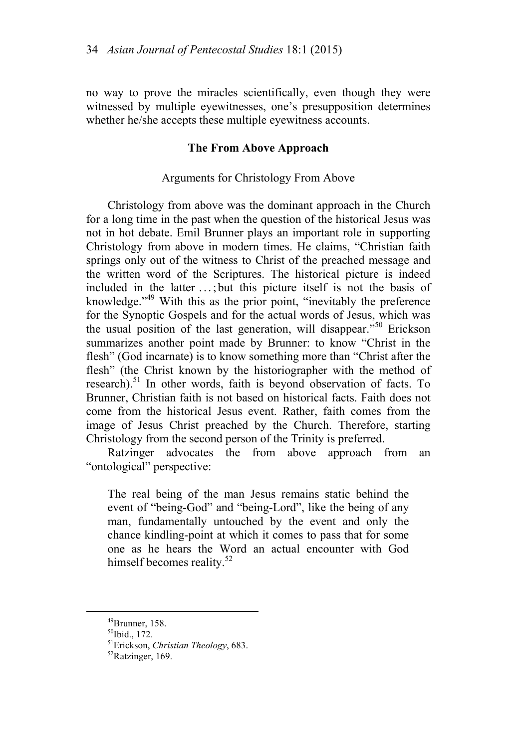no way to prove the miracles scientifically, even though they were witnessed by multiple eyewitnesses, one's presupposition determines whether he/she accepts these multiple eyewitness accounts.

## The From Above Approach

### Arguments for Christology From Above

Christology from above was the dominant approach in the Church for a long time in the past when the question of the historical Jesus was not in hot debate. Emil Brunner plays an important role in supporting Christology from above in modern times. He claims, "Christian faith springs only out of the witness to Christ of the preached message and the written word of the Scriptures. The historical picture is indeed included in the latter . . . ; but this picture itself is not the basis of knowledge."[49] With this as the prior point, "inevitably the preference for the Synoptic Gospels and for the actual words of Jesus, which was the usual position of the last generation, will disappear."[50] Erickson summarizes another point made by Brunner: to know "Christ in the flesh" (God incarnate) is to know something more than "Christ after the flesh" (the Christ known by the historiographer with the method of research).[51] In other words, faith is beyond observation of facts. To Brunner, Christian faith is not based on historical facts. Faith does not come from the historical Jesus event. Rather, faith comes from the image of Jesus Christ preached by the Church. Therefore, starting Christology from the second person of the Trinity is preferred.

Ratzinger advocates the from above approach from an "ontological" perspective:

> The real being of the man Jesus remains static behind the event of "being-God" and "being-Lord", like the being of any man, fundamentally untouched by the event and only the chance kindling-point at which it comes to pass that for some one as he hears the Word an actual encounter with God himself becomes reality.[52]

---

[49]Brunner, 158.

[50]Ibid., 172.

[51]Erickson, *Christian Theology*, 683.

[52]Ratzinger, 169.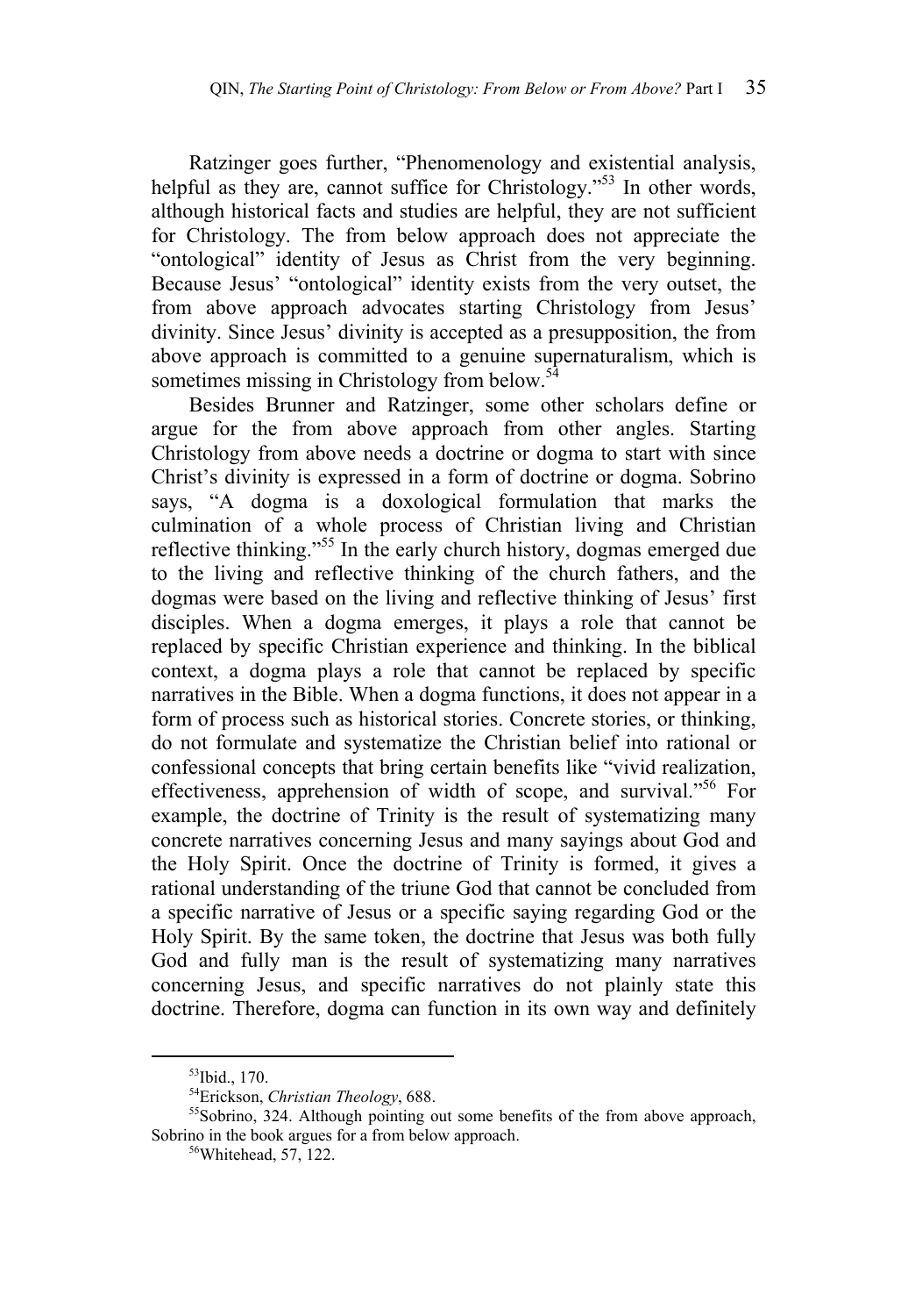Ratzinger goes further, "Phenomenology and existential analysis, helpful as they are, cannot suffice for Christology."[53] In other words, although historical facts and studies are helpful, they are not sufficient for Christology. The from below approach does not appreciate the "ontological" identity of Jesus as Christ from the very beginning. Because Jesus' "ontological" identity exists from the very outset, the from above approach advocates starting Christology from Jesus' divinity. Since Jesus' divinity is accepted as a presupposition, the from above approach is committed to a genuine supernaturalism, which is sometimes missing in Christology from below.[54]

Besides Brunner and Ratzinger, some other scholars define or argue for the from above approach from other angles. Starting Christology from above needs a doctrine or dogma to start with since Christ's divinity is expressed in a form of doctrine or dogma. Sobrino says, "A dogma is a doxological formulation that marks the culmination of a whole process of Christian living and Christian reflective thinking."[55] In the early church history, dogmas emerged due to the living and reflective thinking of the church fathers, and the dogmas were based on the living and reflective thinking of Jesus' first disciples. When a dogma emerges, it plays a role that cannot be replaced by specific Christian experience and thinking. In the biblical context, a dogma plays a role that cannot be replaced by specific narratives in the Bible. When a dogma functions, it does not appear in a form of process such as historical stories. Concrete stories, or thinking, do not formulate and systematize the Christian belief into rational or confessional concepts that bring certain benefits like "vivid realization, effectiveness, apprehension of width of scope, and survival."[56] For example, the doctrine of Trinity is the result of systematizing many concrete narratives concerning Jesus and many sayings about God and the Holy Spirit. Once the doctrine of Trinity is formed, it gives a rational understanding of the triune God that cannot be concluded from a specific narrative of Jesus or a specific saying regarding God or the Holy Spirit. By the same token, the doctrine that Jesus was both fully God and fully man is the result of systematizing many narratives concerning Jesus, and specific narratives do not plainly state this doctrine. Therefore, dogma can function in its own way and definitely

---

[53] Ibid., 170.

[54] Erickson, *Christian Theology*, 688.

[55] Sobrino, 324. Although pointing out some benefits of the from above approach, Sobrino in the book argues for a from below approach.

[56] Whitehead, 57, 122.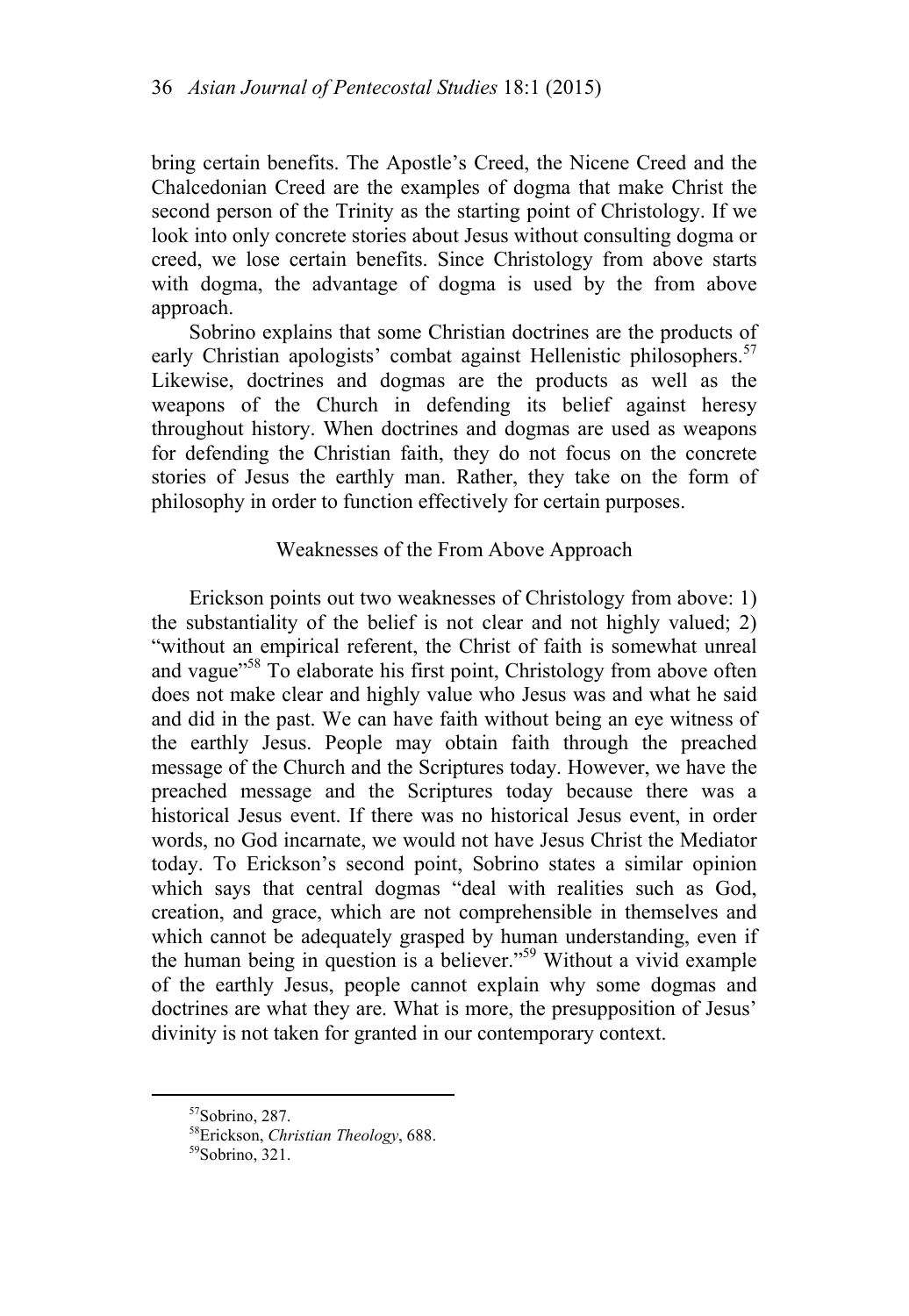bring certain benefits. The Apostle's Creed, the Nicene Creed and the Chalcedonian Creed are the examples of dogma that make Christ the second person of the Trinity as the starting point of Christology. If we look into only concrete stories about Jesus without consulting dogma or creed, we lose certain benefits. Since Christology from above starts with dogma, the advantage of dogma is used by the from above approach.

Sobrino explains that some Christian doctrines are the products of early Christian apologists' combat against Hellenistic philosophers.[57] Likewise, doctrines and dogmas are the products as well as the weapons of the Church in defending its belief against heresy throughout history. When doctrines and dogmas are used as weapons for defending the Christian faith, they do not focus on the concrete stories of Jesus the earthly man. Rather, they take on the form of philosophy in order to function effectively for certain purposes.

### Weaknesses of the From Above Approach

Erickson points out two weaknesses of Christology from above: 1) the substantiality of the belief is not clear and not highly valued; 2) "without an empirical referent, the Christ of faith is somewhat unreal and vague"[58] To elaborate his first point, Christology from above often does not make clear and highly value who Jesus was and what he said and did in the past. We can have faith without being an eye witness of the earthly Jesus. People may obtain faith through the preached message of the Church and the Scriptures today. However, we have the preached message and the Scriptures today because there was a historical Jesus event. If there was no historical Jesus event, in order words, no God incarnate, we would not have Jesus Christ the Mediator today. To Erickson's second point, Sobrino states a similar opinion which says that central dogmas "deal with realities such as God, creation, and grace, which are not comprehensible in themselves and which cannot be adequately grasped by human understanding, even if the human being in question is a believer."[59] Without a vivid example of the earthly Jesus, people cannot explain why some dogmas and doctrines are what they are. What is more, the presupposition of Jesus' divinity is not taken for granted in our contemporary context.

---

[57]Sobrino, 287.

[58]Erickson, *Christian Theology*, 688.

[59]Sobrino, 321.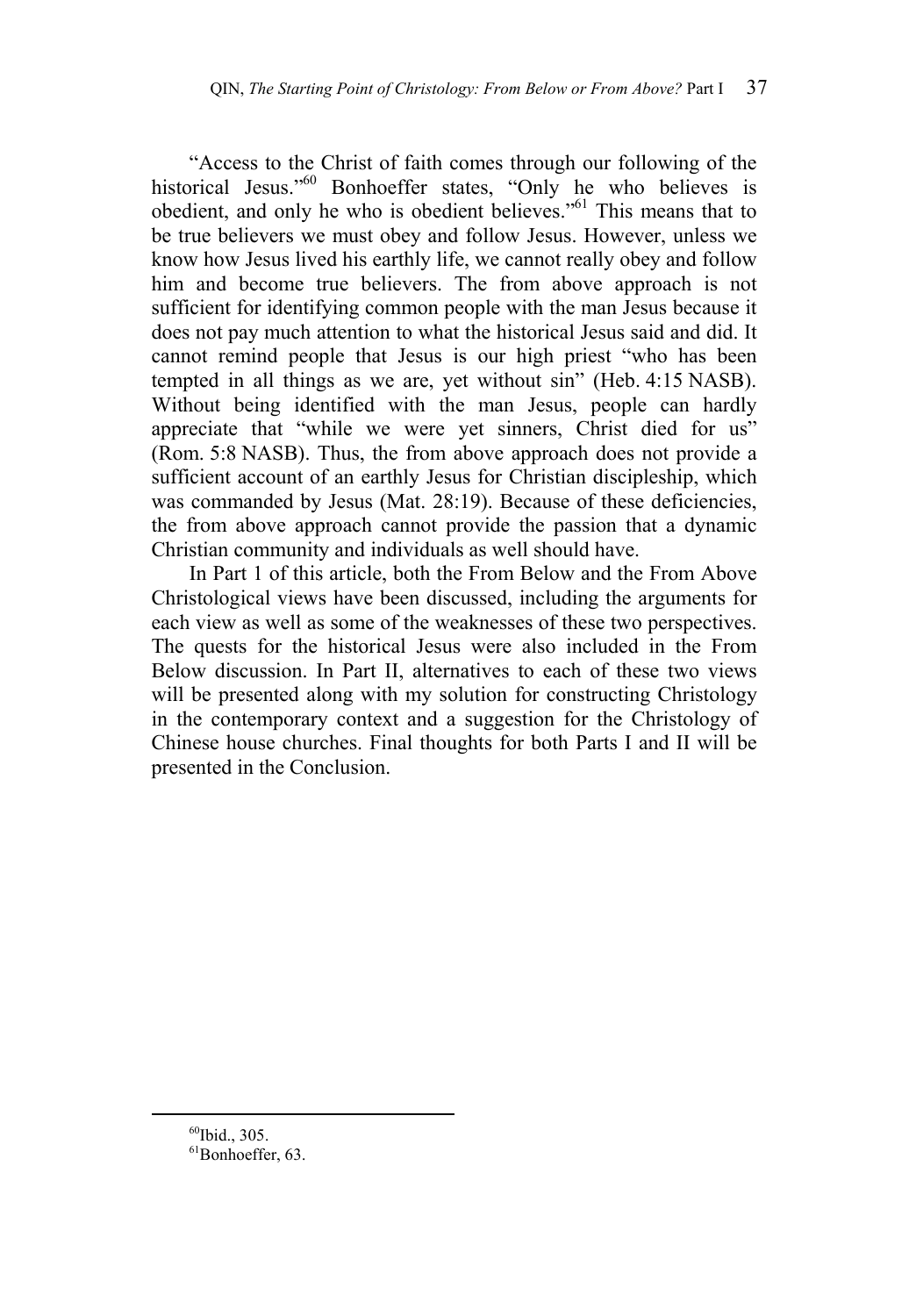"Access to the Christ of faith comes through our following of the historical Jesus."[60] Bonhoeffer states, "Only he who believes is obedient, and only he who is obedient believes."[61] This means that to be true believers we must obey and follow Jesus. However, unless we know how Jesus lived his earthly life, we cannot really obey and follow him and become true believers. The from above approach is not sufficient for identifying common people with the man Jesus because it does not pay much attention to what the historical Jesus said and did. It cannot remind people that Jesus is our high priest "who has been tempted in all things as we are, yet without sin" (Heb. 4:15 NASB). Without being identified with the man Jesus, people can hardly appreciate that "while we were yet sinners, Christ died for us" (Rom. 5:8 NASB). Thus, the from above approach does not provide a sufficient account of an earthly Jesus for Christian discipleship, which was commanded by Jesus (Mat. 28:19). Because of these deficiencies, the from above approach cannot provide the passion that a dynamic Christian community and individuals as well should have.

In Part 1 of this article, both the From Below and the From Above Christological views have been discussed, including the arguments for each view as well as some of the weaknesses of these two perspectives. The quests for the historical Jesus were also included in the From Below discussion. In Part II, alternatives to each of these two views will be presented along with my solution for constructing Christology in the contemporary context and a suggestion for the Christology of Chinese house churches. Final thoughts for both Parts I and II will be presented in the Conclusion.

---

[60]Ibid., 305.

[61]Bonhoeffer, 63.